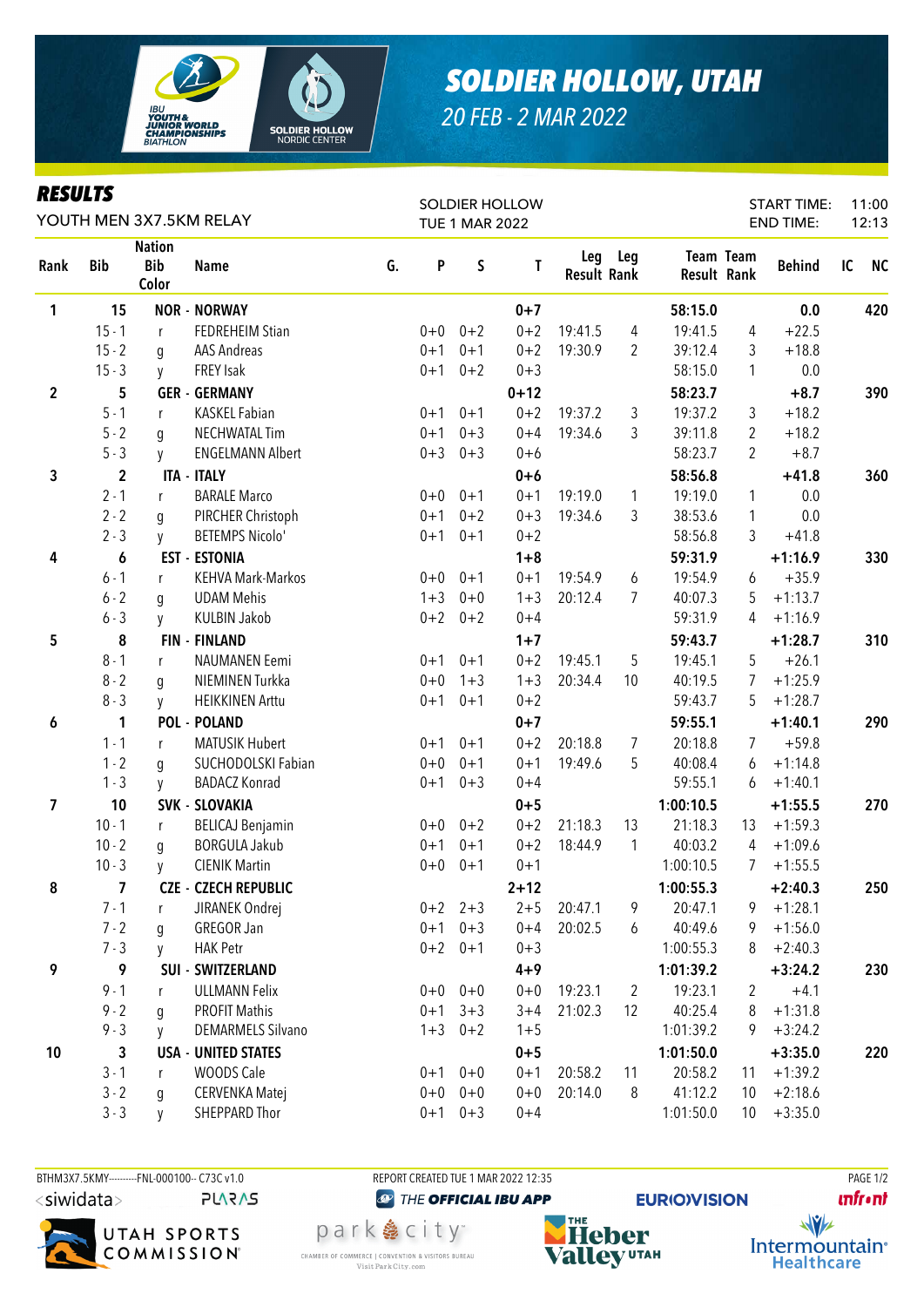# SOLDIER HOLLOW, UTAH

20 FEB - 2 MAR 2022

## RESULTS

YOUTH MEN 3X7.5KM RELAY

SOLDIER HOLLOW
TUE 1 MAR 2022

START TIME: 11:00
END TIME: 12:13

| Rank | Bib | Nation Bib Color | Name | G. | P | S | T | Leg Result | Leg Rank | Team Result | Team Rank | Behind | IC | NC |
|---|---|---|---|---|---|---|---|---|---|---|---|---|---|---|
| 1 | 15 | | NOR - NORWAY | | | | 0+7 | | | 58:15.0 | | 0.0 | | 420 |
| | 15 - 1 | r | FEDREHEIM Stian | | 0+0 | 0+2 | 0+2 | 19:41.5 | 4 | 19:41.5 | 4 | +22.5 | | |
| | 15 - 2 | g | AAS Andreas | | 0+1 | 0+1 | 0+2 | 19:30.9 | 2 | 39:12.4 | 3 | +18.8 | | |
| | 15 - 3 | y | FREY Isak | | 0+1 | 0+2 | 0+3 | | | 58:15.0 | 1 | 0.0 | | |
| 2 | 5 | | GER - GERMANY | | | | 0+12 | | | 58:23.7 | | +8.7 | | 390 |
| | 5 - 1 | r | KASKEL Fabian | | 0+1 | 0+1 | 0+2 | 19:37.2 | 3 | 19:37.2 | 3 | +18.2 | | |
| | 5 - 2 | g | NECHWATAL Tim | | 0+1 | 0+3 | 0+4 | 19:34.6 | 3 | 39:11.8 | 2 | +18.2 | | |
| | 5 - 3 | y | ENGELMANN Albert | | 0+3 | 0+3 | 0+6 | | | 58:23.7 | 2 | +8.7 | | |
| 3 | 2 | | ITA - ITALY | | | | 0+6 | | | 58:56.8 | | +41.8 | | 360 |
| | 2 - 1 | r | BARALE Marco | | 0+0 | 0+1 | 0+1 | 19:19.0 | 1 | 19:19.0 | 1 | 0.0 | | |
| | 2 - 2 | g | PIRCHER Christoph | | 0+1 | 0+2 | 0+3 | 19:34.6 | 3 | 38:53.6 | 1 | 0.0 | | |
| | 2 - 3 | y | BETEMPS Nicolo' | | 0+1 | 0+1 | 0+2 | | | 58:56.8 | 3 | +41.8 | | |
| 4 | 6 | | EST - ESTONIA | | | | 1+8 | | | 59:31.9 | | +1:16.9 | | 330 |
| | 6 - 1 | r | KEHVA Mark-Markos | | 0+0 | 0+1 | 0+1 | 19:54.9 | 6 | 19:54.9 | 6 | +35.9 | | |
| | 6 - 2 | g | UDAM Mehis | | 1+3 | 0+0 | 1+3 | 20:12.4 | 7 | 40:07.3 | 5 | +1:13.7 | | |
| | 6 - 3 | y | KULBIN Jakob | | 0+2 | 0+2 | 0+4 | | | 59:31.9 | 4 | +1:16.9 | | |
| 5 | 8 | | FIN - FINLAND | | | | 1+7 | | | 59:43.7 | | +1:28.7 | | 310 |
| | 8 - 1 | r | NAUMANEN Eemi | | 0+1 | 0+1 | 0+2 | 19:45.1 | 5 | 19:45.1 | 5 | +26.1 | | |
| | 8 - 2 | g | NIEMINEN Turkka | | 0+0 | 1+3 | 1+3 | 20:34.4 | 10 | 40:19.5 | 7 | +1:25.9 | | |
| | 8 - 3 | y | HEIKKINEN Arttu | | 0+1 | 0+1 | 0+2 | | | 59:43.7 | 5 | +1:28.7 | | |
| 6 | 1 | | POL - POLAND | | | | 0+7 | | | 59:55.1 | | +1:40.1 | | 290 |
| | 1 - 1 | r | MATUSIK Hubert | | 0+1 | 0+1 | 0+2 | 20:18.8 | 7 | 20:18.8 | 7 | +59.8 | | |
| | 1 - 2 | g | SUCHODOLSKI Fabian | | 0+0 | 0+1 | 0+1 | 19:49.6 | 5 | 40:08.4 | 6 | +1:14.8 | | |
| | 1 - 3 | y | BADACZ Konrad | | 0+1 | 0+3 | 0+4 | | | 59:55.1 | 6 | +1:40.1 | | |
| 7 | 10 | | SVK - SLOVAKIA | | | | 0+5 | | | 1:00:10.5 | | +1:55.5 | | 270 |
| | 10 - 1 | r | BELICAJ Benjamin | | 0+0 | 0+2 | 0+2 | 21:18.3 | 13 | 21:18.3 | 13 | +1:59.3 | | |
| | 10 - 2 | g | BORGULA Jakub | | 0+1 | 0+1 | 0+2 | 18:44.9 | 1 | 40:03.2 | 4 | +1:09.6 | | |
| | 10 - 3 | y | CIENIK Martin | | 0+0 | 0+1 | 0+1 | | | 1:00:10.5 | 7 | +1:55.5 | | |
| 8 | 7 | | CZE - CZECH REPUBLIC | | | | 2+12 | | | 1:00:55.3 | | +2:40.3 | | 250 |
| | 7 - 1 | r | JIRANEK Ondrej | | 0+2 | 2+3 | 2+5 | 20:47.1 | 9 | 20:47.1 | 9 | +1:28.1 | | |
| | 7 - 2 | g | GREGOR Jan | | 0+1 | 0+3 | 0+4 | 20:02.5 | 6 | 40:49.6 | 9 | +1:56.0 | | |
| | 7 - 3 | y | HAK Petr | | 0+2 | 0+1 | 0+3 | | | 1:00:55.3 | 8 | +2:40.3 | | |
| 9 | 9 | | SUI - SWITZERLAND | | | | 4+9 | | | 1:01:39.2 | | +3:24.2 | | 230 |
| | 9 - 1 | r | ULLMANN Felix | | 0+0 | 0+0 | 0+0 | 19:23.1 | 2 | 19:23.1 | 2 | +4.1 | | |
| | 9 - 2 | g | PROFIT Mathis | | 0+1 | 3+3 | 3+4 | 21:02.3 | 12 | 40:25.4 | 8 | +1:31.8 | | |
| | 9 - 3 | y | DEMARMELS Silvano | | 1+3 | 0+2 | 1+5 | | | 1:01:39.2 | 9 | +3:24.2 | | |
| 10 | 3 | | USA - UNITED STATES | | | | 0+5 | | | 1:01:50.0 | | +3:35.0 | | 220 |
| | 3 - 1 | r | WOODS Cale | | 0+1 | 0+0 | 0+1 | 20:58.2 | 11 | 20:58.2 | 11 | +1:39.2 | | |
| | 3 - 2 | g | CERVENKA Matej | | 0+0 | 0+0 | 0+0 | 20:14.0 | 8 | 41:12.2 | 10 | +2:18.6 | | |
| | 3 - 3 | y | SHEPPARD Thor | | 0+1 | 0+3 | 0+4 | | | 1:01:50.0 | 10 | +3:35.0 | | |

BTHM3X7.5KMY---------FNL-000100-- C73C v1.0 REPORT CREATED TUE 1 MAR 2022 12:35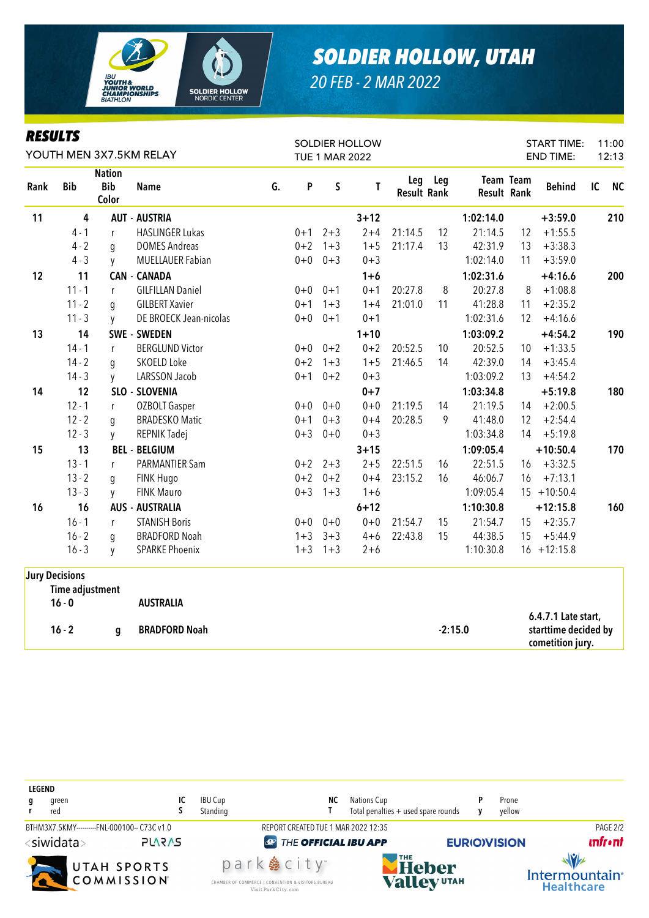# SOLDIER HOLLOW, UTAH

20 FEB - 2 MAR 2022

## RESULTS

YOUTH MEN 3X7.5KM RELAY

SOLDIER HOLLOW
TUE 1 MAR 2022

START TIME: 11:00
END TIME: 12:13

| Rank | Bib | Nation Bib Color | Name | G. | P | S | T | Leg Result | Leg Rank | Team Result | Team Rank | Behind | IC | NC |
|---|---|---|---|---|---|---|---|---|---|---|---|---|---|---|
| 11 | 4 | AUT - AUSTRIA | | | | | 3+12 | | | 1:02:14.0 | | +3:59.0 | | 210 |
| | 4 - 1 | r | HASLINGER Lukas | | 0+1 | 2+3 | 2+4 | 21:14.5 | 12 | 21:14.5 | 12 | +1:55.5 | | |
| | 4 - 2 | g | DOMES Andreas | | 0+2 | 1+3 | 1+5 | 21:17.4 | 13 | 42:31.9 | 13 | +3:38.3 | | |
| | 4 - 3 | y | MUELLAUER Fabian | | 0+0 | 0+3 | 0+3 | | | 1:02:14.0 | 11 | +3:59.0 | | |
| 12 | 11 | CAN - CANADA | | | | | 1+6 | | | 1:02:31.6 | | +4:16.6 | | 200 |
| | 11 - 1 | r | GILFILLAN Daniel | | 0+0 | 0+1 | 0+1 | 20:27.8 | 8 | 20:27.8 | 8 | +1:08.8 | | |
| | 11 - 2 | g | GILBERT Xavier | | 0+1 | 1+3 | 1+4 | 21:01.0 | 11 | 41:28.8 | 11 | +2:35.2 | | |
| | 11 - 3 | y | DE BROECK Jean-nicolas | | 0+0 | 0+1 | 0+1 | | | 1:02:31.6 | 12 | +4:16.6 | | |
| 13 | 14 | SWE - SWEDEN | | | | | 1+10 | | | 1:03:09.2 | | +4:54.2 | | 190 |
| | 14 - 1 | r | BERGLUND Victor | | 0+0 | 0+2 | 0+2 | 20:52.5 | 10 | 20:52.5 | 10 | +1:33.5 | | |
| | 14 - 2 | g | SKOELD Loke | | 0+2 | 1+3 | 1+5 | 21:46.5 | 14 | 42:39.0 | 14 | +3:45.4 | | |
| | 14 - 3 | y | LARSSON Jacob | | 0+1 | 0+2 | 0+3 | | | 1:03:09.2 | 13 | +4:54.2 | | |
| 14 | 12 | SLO - SLOVENIA | | | | | 0+7 | | | 1:03:34.8 | | +5:19.8 | | 180 |
| | 12 - 1 | r | OZBOLT Gasper | | 0+0 | 0+0 | 0+0 | 21:19.5 | 14 | 21:19.5 | 14 | +2:00.5 | | |
| | 12 - 2 | g | BRADESKO Matic | | 0+1 | 0+3 | 0+4 | 20:28.5 | 9 | 41:48.0 | 12 | +2:54.4 | | |
| | 12 - 3 | y | REPNIK Tadej | | 0+3 | 0+0 | 0+3 | | | 1:03:34.8 | 14 | +5:19.8 | | |
| 15 | 13 | BEL - BELGIUM | | | | | 3+15 | | | 1:09:05.4 | | +10:50.4 | | 170 |
| | 13 - 1 | r | PARMANTIER Sam | | 0+2 | 2+3 | 2+5 | 22:51.5 | 16 | 22:51.5 | 16 | +3:32.5 | | |
| | 13 - 2 | g | FINK Hugo | | 0+2 | 0+2 | 0+4 | 23:15.2 | 16 | 46:06.7 | 16 | +7:13.1 | | |
| | 13 - 3 | y | FINK Mauro | | 0+3 | 1+3 | 1+6 | | | 1:09:05.4 | 15 | +10:50.4 | | |
| 16 | 16 | AUS - AUSTRALIA | | | | | 6+12 | | | 1:10:30.8 | | +12:15.8 | | 160 |
| | 16 - 1 | r | STANISH Boris | | 0+0 | 0+0 | 0+0 | 21:54.7 | 15 | 21:54.7 | 15 | +2:35.7 | | |
| | 16 - 2 | g | BRADFORD Noah | | 1+3 | 3+3 | 4+6 | 22:43.8 | 15 | 44:38.5 | 15 | +5:44.9 | | |
| | 16 - 3 | y | SPARKE Phoenix | | 1+3 | 1+3 | 2+6 | | | 1:10:30.8 | 16 | +12:15.8 | | |

**Jury Decisions**

**Time adjustment**

| | | | | |
|---|---|---|---|---|
| **16 - 0** | | **AUSTRALIA** | | |
| **16 - 2** | **g** | **BRADFORD Noah** | **-2:15.0** | **6.4.7.1 Late start, starttime decided by cometition jury.** |

**LEGEND**

| | | | | | | | |
|---|---|---|---|---|---|---|---|
| g | green | IC | IBU Cup | NC | Nations Cup | P | Prone |
| r | red | S | Standing | T | Total penalties + used spare rounds | y | yellow |

BTHM3X7.5KMY---------FNL-000100-- C73C v1.0 REPORT CREATED TUE 1 MAR 2022 12:35